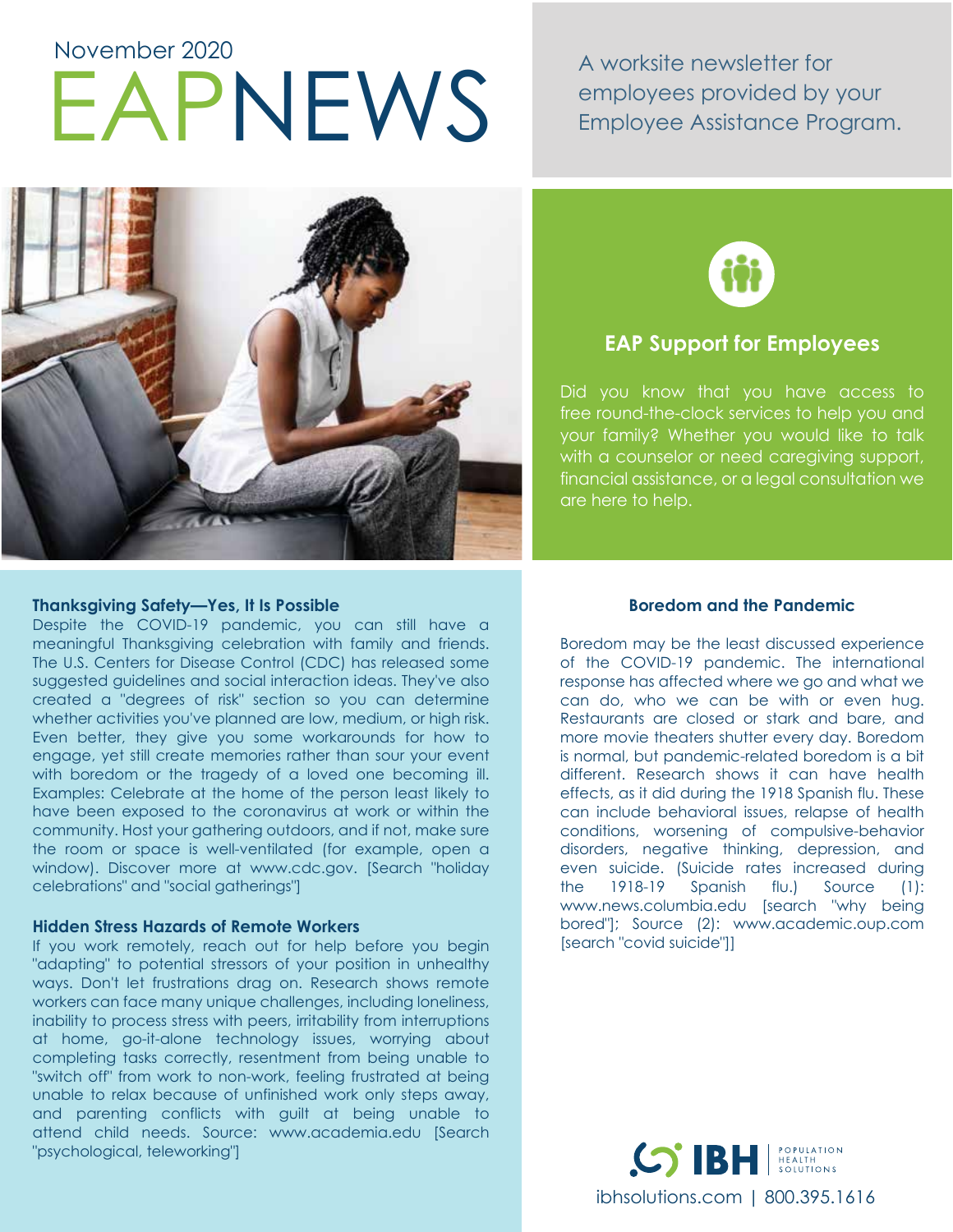November 2020

# EAPNEWS

A worksite newsletter for employees provided by your Employee Assistance Program.

## EAP Support for Employees

Did you know that you have access to free round-the-clock services to help you and your family? Whether you would like to talk with a counselor or need caregiving support, financial assistance, or a legal consultation we are here to help.

### Thanksgiving Safety—Yes, It Is Possible

Despite the COVID-19 pandemic, you can still have a meaningful Thanksgiving celebration with family and friends. The U.S. Centers for Disease Control (CDC) has released some suggested guidelines and social interaction ideas. They've also created a "degrees of risk" section so you can determine whether activities you've planned are low, medium, or high risk. Even better, they give you some workarounds for how to engage, yet still create memories rather than sour your event with boredom or the tragedy of a loved one becoming ill. Examples: Celebrate at the home of the person least likely to have been exposed to the coronavirus at work or within the community. Host your gathering outdoors, and if not, make sure the room or space is well-ventilated (for example, open a window). Discover more at www.cdc.gov. [Search "holiday celebrations" and "social gatherings"]

### Hidden Stress Hazards of Remote Workers

If you work remotely, reach out for help before you begin "adapting" to potential stressors of your position in unhealthy ways. Don't let frustrations drag on. Research shows remote workers can face many unique challenges, including loneliness, inability to process stress with peers, irritability from interruptions at home, go-it-alone technology issues, worrying about completing tasks correctly, resentment from being unable to "switch off" from work to non-work, feeling frustrated at being unable to relax because of unfinished work only steps away, and parenting conflicts with guilt at being unable to attend child needs. Source: www.academia.edu [Search "psychological, teleworking"]

### Boredom and the Pandemic

Boredom may be the least discussed experience of the COVID-19 pandemic. The international response has affected where we go and what we can do, who we can be with or even hug. Restaurants are closed or stark and bare, and more movie theaters shutter every day. Boredom is normal, but pandemic-related boredom is a bit different. Research shows it can have health effects, as it did during the 1918 Spanish flu. These can include behavioral issues, relapse of health conditions, worsening of compulsive-behavior disorders, negative thinking, depression, and even suicide. (Suicide rates increased during the 1918-19 Spanish flu.) Source (1): www.news.columbia.edu [search "why being bored"]; Source (2): www.academic.oup.com [search "covid suicide"]]

IBH POPULATION HEALTH SOLUTIONS

ibhsolutions.com | 800.395.1616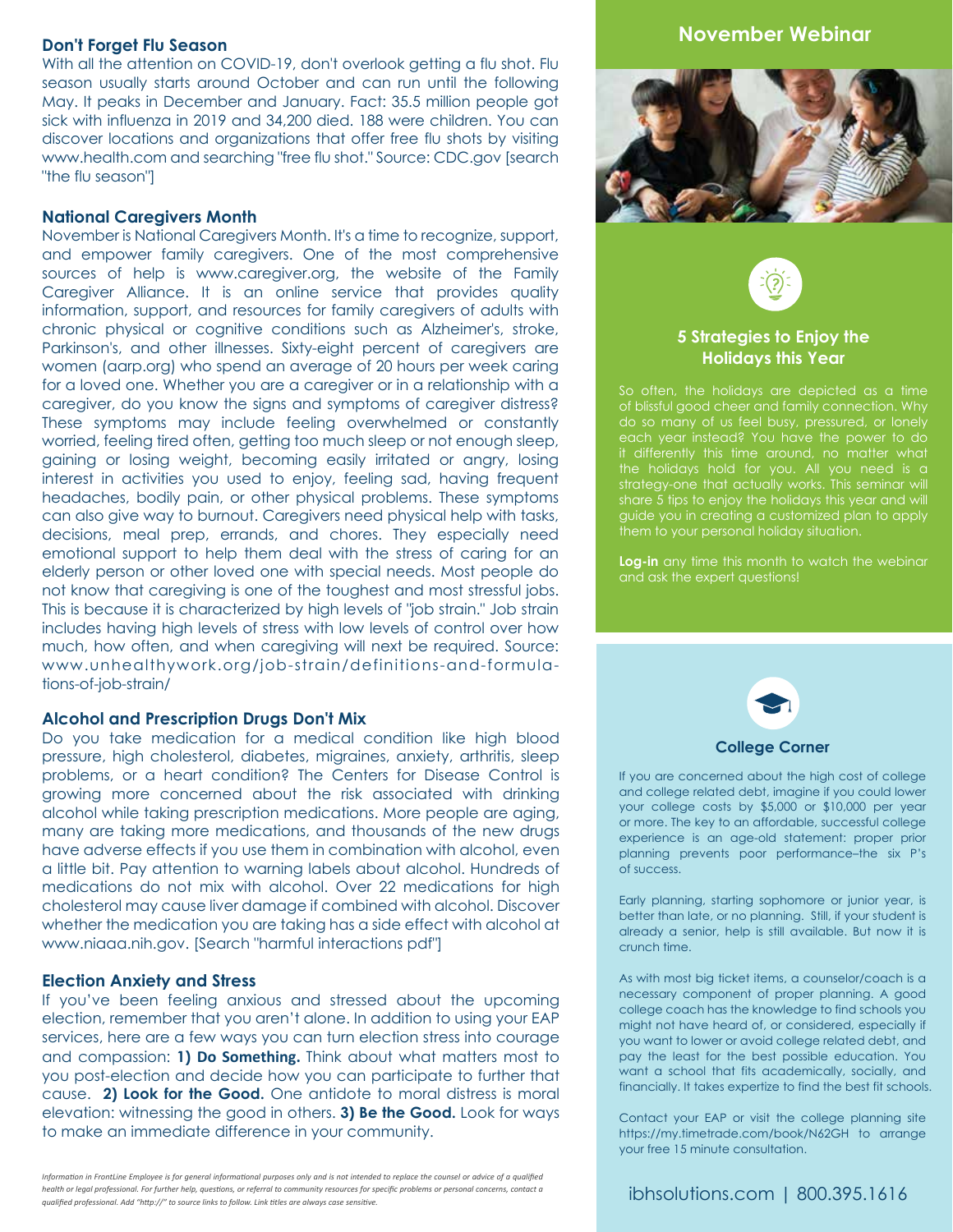## Don't Forget Flu Season

With all the attention on COVID-19, don't overlook getting a flu shot. Flu season usually starts around October and can run until the following May. It peaks in December and January. Fact: 35.5 million people got sick with influenza in 2019 and 34,200 died. 188 were children. You can discover locations and organizations that offer free flu shots by visiting www.health.com and searching "free flu shot." Source: CDC.gov [search "the flu season"]

## National Caregivers Month

November is National Caregivers Month. It's a time to recognize, support, and empower family caregivers. One of the most comprehensive sources of help is www.caregiver.org, the website of the Family Caregiver Alliance. It is an online service that provides quality information, support, and resources for family caregivers of adults with chronic physical or cognitive conditions such as Alzheimer's, stroke, Parkinson's, and other illnesses. Sixty-eight percent of caregivers are women (aarp.org) who spend an average of 20 hours per week caring for a loved one. Whether you are a caregiver or in a relationship with a caregiver, do you know the signs and symptoms of caregiver distress? These symptoms may include feeling overwhelmed or constantly worried, feeling tired often, getting too much sleep or not enough sleep, gaining or losing weight, becoming easily irritated or angry, losing interest in activities you used to enjoy, feeling sad, having frequent headaches, bodily pain, or other physical problems. These symptoms can also give way to burnout. Caregivers need physical help with tasks, decisions, meal prep, errands, and chores. They especially need emotional support to help them deal with the stress of caring for an elderly person or other loved one with special needs. Most people do not know that caregiving is one of the toughest and most stressful jobs. This is because it is characterized by high levels of "job strain." Job strain includes having high levels of stress with low levels of control over how much, how often, and when caregiving will next be required. Source: www.unhealthywork.org/job-strain/definitions-and-formulations-of-job-strain/

## Alcohol and Prescription Drugs Don't Mix

Do you take medication for a medical condition like high blood pressure, high cholesterol, diabetes, migraines, anxiety, arthritis, sleep problems, or a heart condition? The Centers for Disease Control is growing more concerned about the risk associated with drinking alcohol while taking prescription medications. More people are aging, many are taking more medications, and thousands of the new drugs have adverse effects if you use them in combination with alcohol, even a little bit. Pay attention to warning labels about alcohol. Hundreds of medications do not mix with alcohol. Over 22 medications for high cholesterol may cause liver damage if combined with alcohol. Discover whether the medication you are taking has a side effect with alcohol at www.niaaa.nih.gov. [Search "harmful interactions pdf"]

## Election Anxiety and Stress

If you've been feeling anxious and stressed about the upcoming election, remember that you aren't alone. In addition to using your EAP services, here are a few ways you can turn election stress into courage and compassion: **1) Do Something.** Think about what matters most to you post-election and decide how you can participate to further that cause. **2) Look for the Good.** One antidote to moral distress is moral elevation: witnessing the good in others. **3) Be the Good.** Look for ways to make an immediate difference in your community.

*Information in FrontLine Employee is for general informational purposes only and is not intended to replace the counsel or advice of a qualified health or legal professional. For further help, questions, or referral to community resources for specific problems or personal concerns, contact a qualified professional. Add "http://" to source links to follow. Link titles are always case sensitive.*

## November Webinar

### 5 Strategies to Enjoy the Holidays this Year

So often, the holidays are depicted as a time of blissful good cheer and family connection. Why do so many of us feel busy, pressured, or lonely each year instead? You have the power to do it differently this time around, no matter what the holidays hold for you. All you need is a strategy-one that actually works. This seminar will share 5 tips to enjoy the holidays this year and will guide you in creating a customized plan to apply them to your personal holiday situation.

**Log-in** any time this month to watch the webinar and ask the expert questions!

## College Corner

If you are concerned about the high cost of college and college related debt, imagine if you could lower your college costs by $5,000 or $10,000 per year or more. The key to an affordable, successful college experience is an age-old statement: proper prior planning prevents poor performance–the six P's of success.

Early planning, starting sophomore or junior year, is better than late, or no planning. Still, if your student is already a senior, help is still available. But now it is crunch time.

As with most big ticket items, a counselor/coach is a necessary component of proper planning. A good college coach has the knowledge to find schools you might not have heard of, or considered, especially if you want to lower or avoid college related debt, and pay the least for the best possible education. You want a school that fits academically, socially, and financially. It takes expertize to find the best fit schools.

Contact your EAP or visit the college planning site https://my.timetrade.com/book/N62GH to arrange your free 15 minute consultation.

ibhsolutions.com | 800.395.1616